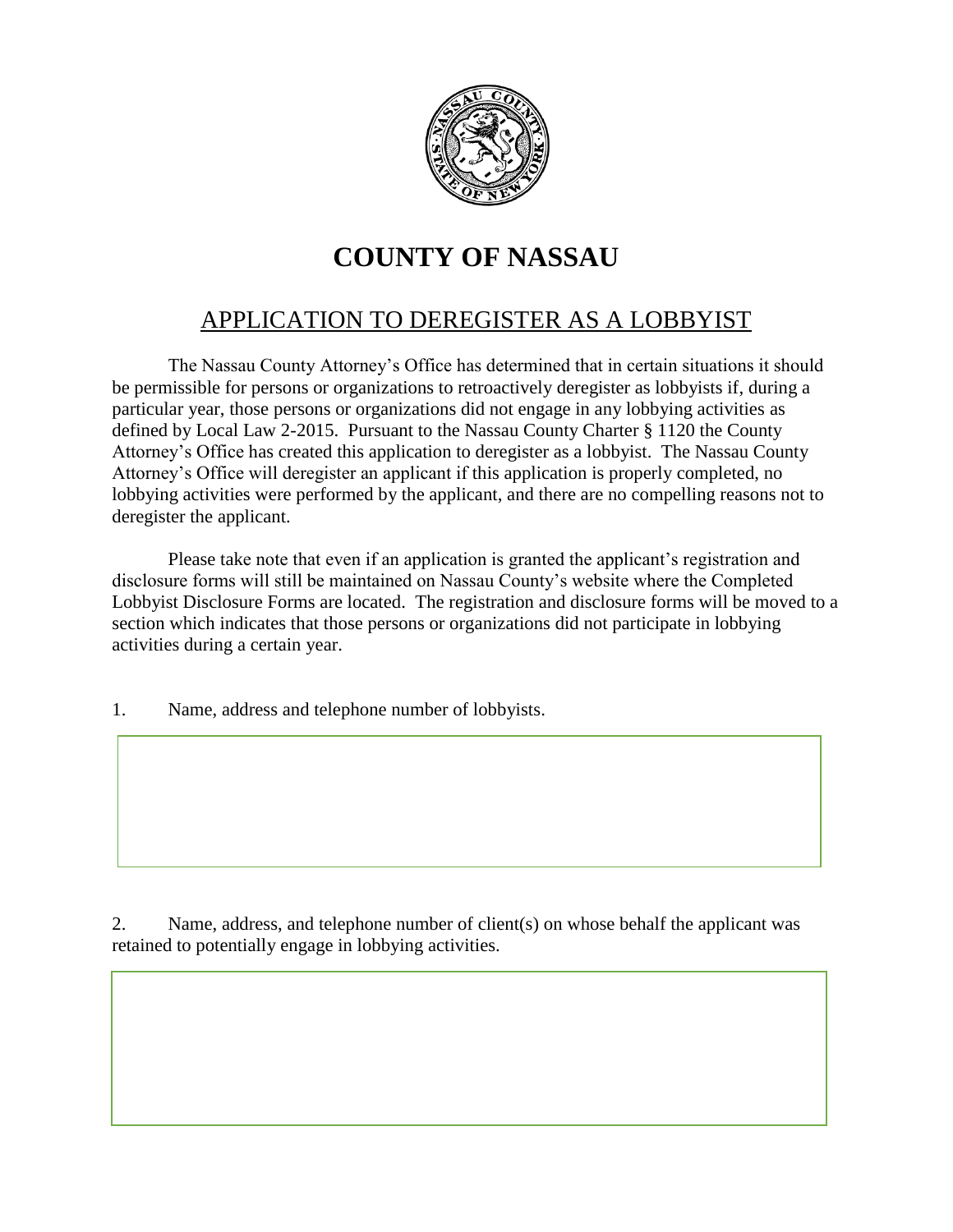# COUNTY OF NASSAU

## APPLICATION TO DEREGISTER AS A LOBBYIST

The Nassau County Attorney's Office has determined that in certain situations it should be permissible for persons or organizations to retroactively deregister as lobbyists if, during a particular year, those persons or organizations did not engage in any lobbying activities as defined by Local Law 2-2015. Pursuant to the Nassau County Charter § 1120 the County Attorney's Office has created this application to deregister as a lobbyist. The Nassau County Attorney's Office will deregister an applicant if this application is properly completed, no lobbying activities were performed by the applicant, and there are no compelling reasons not to deregister the applicant.

Please take note that even if an application is granted the applicant's registration and disclosure forms will still be maintained on Nassau County's website where the Completed Lobbyist Disclosure Forms are located. The registration and disclosure forms will be moved to a section which indicates that those persons or organizations did not participate in lobbying activities during a certain year.

1. Name, address and telephone number of lobbyists.

2. Name, address, and telephone number of client(s) on whose behalf the applicant was retained to potentially engage in lobbying activities.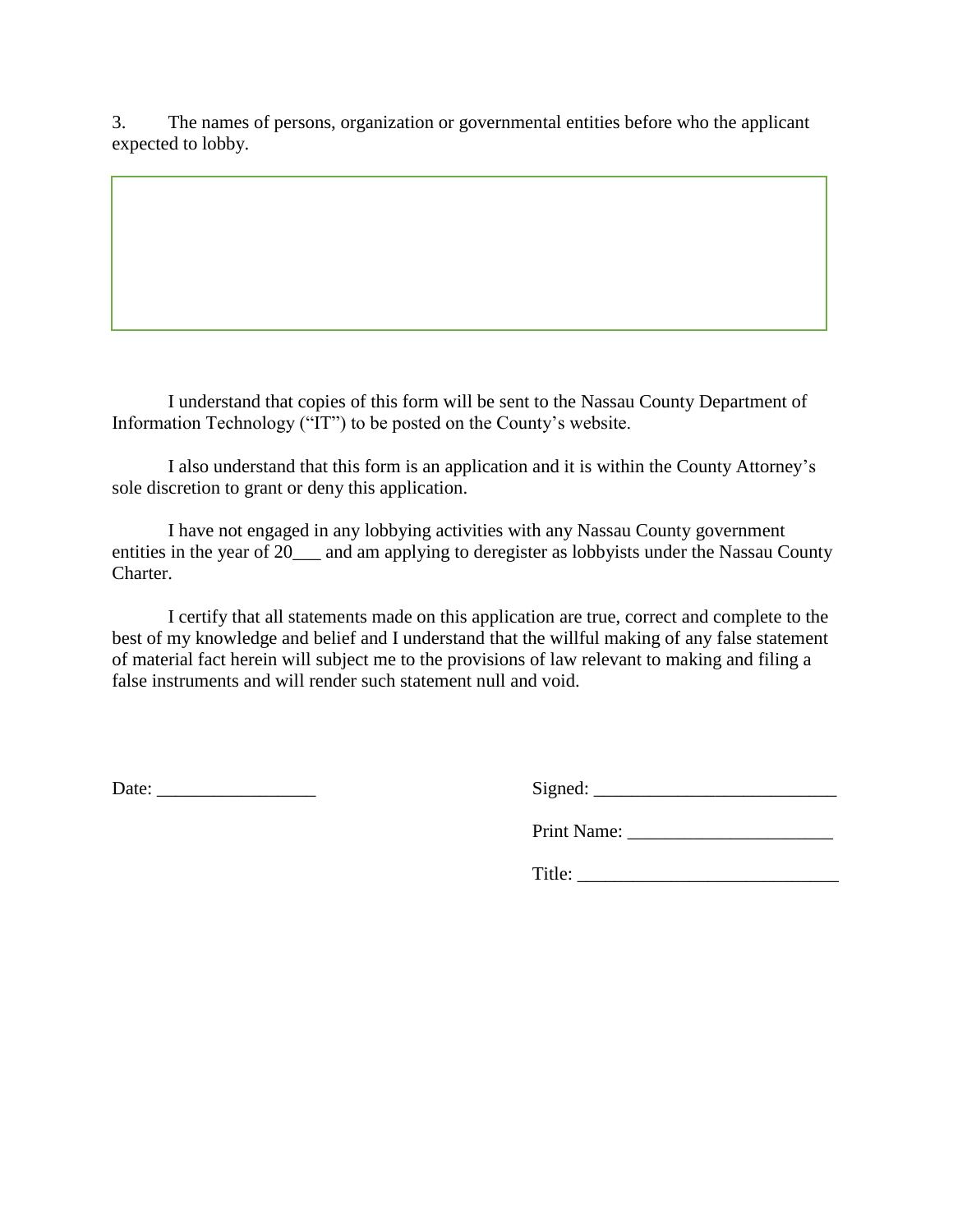3. The names of persons, organization or governmental entities before who the applicant expected to lobby.

I understand that copies of this form will be sent to the Nassau County Department of Information Technology ("IT") to be posted on the County's website.

I also understand that this form is an application and it is within the County Attorney's sole discretion to grant or deny this application.

I have not engaged in any lobbying activities with any Nassau County government entities in the year of 20___ and am applying to deregister as lobbyists under the Nassau County Charter.

I certify that all statements made on this application are true, correct and complete to the best of my knowledge and belief and I understand that the willful making of any false statement of material fact herein will subject me to the provisions of law relevant to making and filing a false instruments and will render such statement null and void.

Date: _________________

Signed: __________________________

Print Name: ______________________

Title: ___________________________